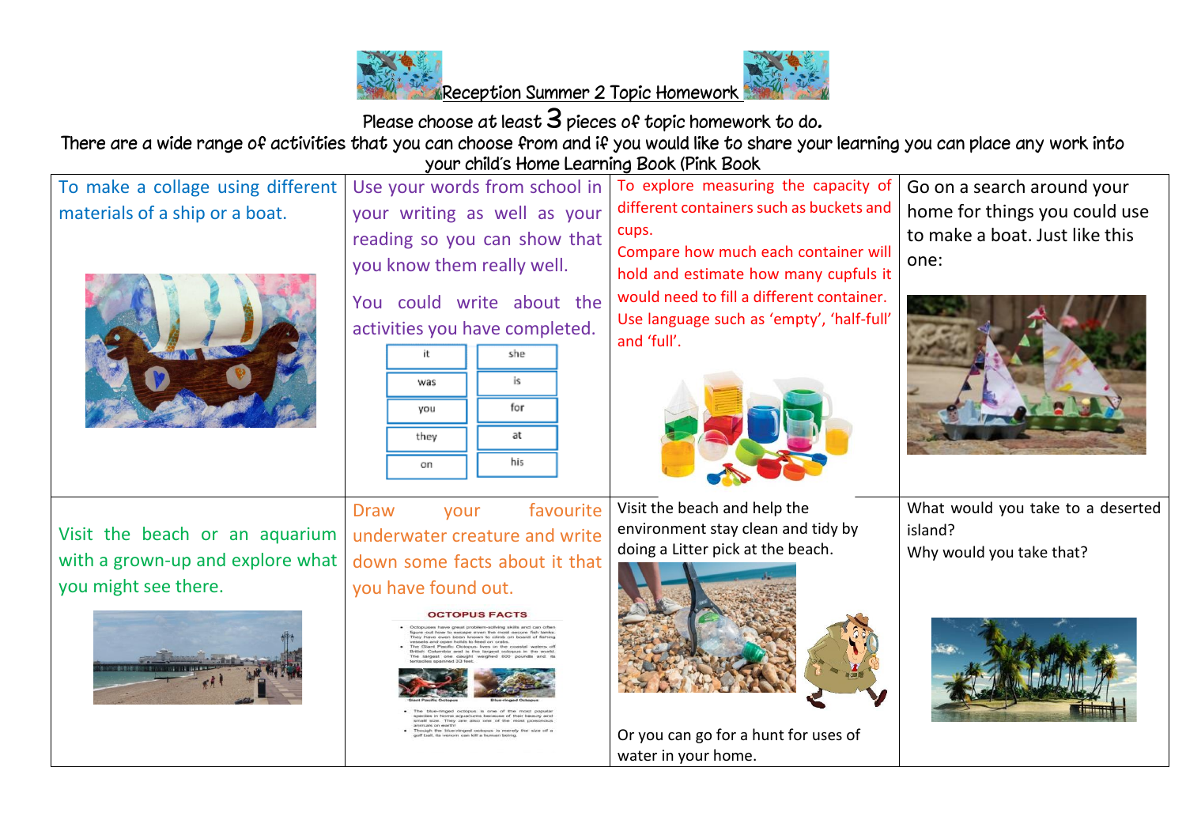# Reception Summer 2 Topic Homework

Please choose at least 3 pieces of topic homework to do.

There are a wide range of activities that you can choose from and if you would like to share your learning you can place any work into your child's Home Learning Book (Pink Book

| To make a collage using different materials of a ship or a boat. | Use your words from school in your writing as well as your reading so you can show that you know them really well. You could write about the activities you have completed. it, she, was, is, you, for, they, at, on, his | To explore measuring the capacity of different containers such as buckets and cups. Compare how much each container will hold and estimate how many cupfuls it would need to fill a different container. Use language such as 'empty', 'half-full' and 'full'. | Go on a search around your home for things you could use to make a boat. Just like this one: |
| --- | --- | --- | --- |
| Visit the beach or an aquarium with a grown-up and explore what you might see there. | Draw your favourite underwater creature and write down some facts about it that you have found out. | Visit the beach and help the environment stay clean and tidy by doing a Litter pick at the beach. Or you can go for a hunt for uses of water in your home. | What would you take to a deserted island? Why would you take that? |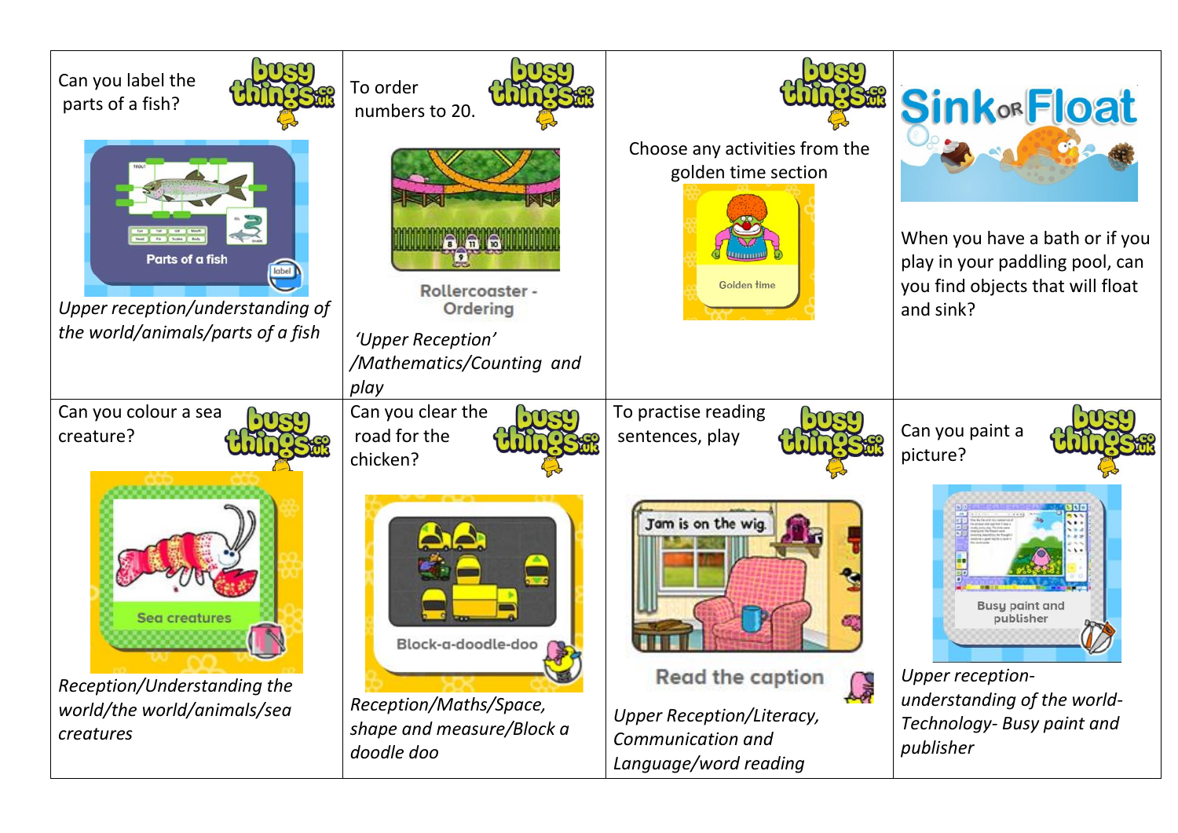| | | | |
|---|---|---|---|
| Can you label the parts of a fish?<br><br>*Upper reception/understanding of the world/animals/parts of a fish* | To order numbers to 20.<br><br>*'Upper Reception' /Mathematics/Counting and play* | Choose any activities from the golden time section | When you have a bath or if you play in your paddling pool, can you find objects that will float and sink? |
| Can you colour a sea creature?<br><br>*Reception/Understanding the world/the world/animals/sea creatures* | Can you clear the road for the chicken?<br><br>*Reception/Maths/Space, shape and measure/Block a doodle doo* | To practise reading sentences, play<br><br>*Upper Reception/Literacy, Communication and Language/word reading* | Can you paint a picture?<br><br>*Upper reception-understanding of the world-Technology- Busy paint and publisher* |